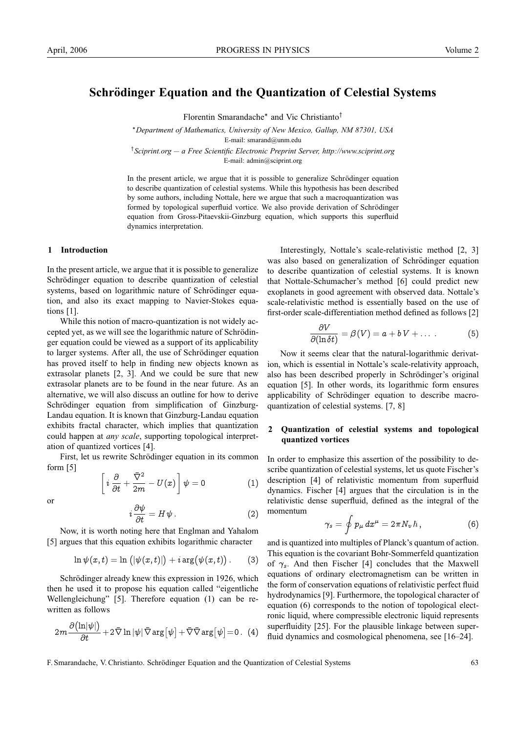# Schrödinger Equation and the Quantization of Celestial Systems

Florentin Smarandache* and Vic Christianto†

*Department of Mathematics, University of New Mexico, Gallup, NM 87301, USA
E-mail: smarand@unm.edu

†Sciprint.org — a Free Scientific Electronic Preprint Server, http://www.sciprint.org
E-mail: admin@sciprint.org

In the present article, we argue that it is possible to generalize Schrödinger equation to describe quantization of celestial systems. While this hypothesis has been described by some authors, including Nottale, here we argue that such a macroquantization was formed by topological superfluid vortice. We also provide derivation of Schrödinger equation from Gross-Pitaevskii-Ginzburg equation, which supports this superfluid dynamics interpretation.

## 1 Introduction

In the present article, we argue that it is possible to generalize Schrödinger equation to describe quantization of celestial systems, based on logarithmic nature of Schrödinger equation, and also its exact mapping to Navier-Stokes equations [1].

While this notion of macro-quantization is not widely accepted yet, as we will see the logarithmic nature of Schrödinger equation could be viewed as a support of its applicability to larger systems. After all, the use of Schrödinger equation has proved itself to help in finding new objects known as extrasolar planets [2, 3]. And we could be sure that new extrasolar planets are to be found in the near future. As an alternative, we will also discuss an outline for how to derive Schrödinger equation from simplification of Ginzburg-Landau equation. It is known that Ginzburg-Landau equation exhibits fractal character, which implies that quantization could happen at *any scale*, supporting topological interpretation of quantized vortices [4].

First, let us rewrite Schrödinger equation in its common form [5]

$$\left[ i\,\frac{\partial}{\partial t} + \frac{\bar{\nabla}^2}{2m} - U(x) \right] \psi = 0 \tag{1}$$

or

$$i\,\frac{\partial \psi}{\partial t} = H\,\psi\,. \tag{2}$$

Now, it is worth noting here that Englman and Yahalom [5] argues that this equation exhibits logarithmic character

$$\ln \psi(x,t) = \ln\big(|\psi(x,t)|\big) + i\arg\big(\psi(x,t)\big)\,. \tag{3}$$

Schrödinger already knew this expression in 1926, which then he used it to propose his equation called "eigentliche Wellengleichung" [5]. Therefore equation (1) can be rewritten as follows

$$2m\frac{\partial\big(\ln|\psi|\big)}{\partial t} + 2\bar{\nabla}\ln|\psi|\,\bar{\nabla}\arg\big[\psi\big] + \bar{\nabla}\bar{\nabla}\arg\big[\psi\big] = 0\,. \tag{4}$$

Interestingly, Nottale's scale-relativistic method [2, 3] was also based on generalization of Schrödinger equation to describe quantization of celestial systems. It is known that Nottale-Schumacher's method [6] could predict new exoplanets in good agreement with observed data. Nottale's scale-relativistic method is essentially based on the use of first-order scale-differentiation method defined as follows [2]

$$\frac{\partial V}{\partial(\ln \delta t)} = \beta(V) = a + b\,V + \ldots\ . \tag{5}$$

Now it seems clear that the natural-logarithmic derivation, which is essential in Nottale's scale-relativity approach, also has been described properly in Schrödinger's original equation [5]. In other words, its logarithmic form ensures applicability of Schrödinger equation to describe macro-quantization of celestial systems. [7, 8]

## 2 Quantization of celestial systems and topological quantized vortices

In order to emphasize this assertion of the possibility to describe quantization of celestial systems, let us quote Fischer's description [4] of relativistic momentum from superfluid dynamics. Fischer [4] argues that the circulation is in the relativistic dense superfluid, defined as the integral of the momentum

$$\gamma_s = \oint p_\mu\, dx^\mu = 2\pi N_v\,\hbar\,, \tag{6}$$

and is quantized into multiples of Planck's quantum of action. This equation is the covariant Bohr-Sommerfeld quantization of $\gamma_s$. And then Fischer [4] concludes that the Maxwell equations of ordinary electromagnetism can be written in the form of conservation equations of relativistic perfect fluid hydrodynamics [9]. Furthermore, the topological character of equation (6) corresponds to the notion of topological electronic liquid, where compressible electronic liquid represents superfluidity [25]. For the plausible linkage between superfluid dynamics and cosmological phenomena, see [16–24].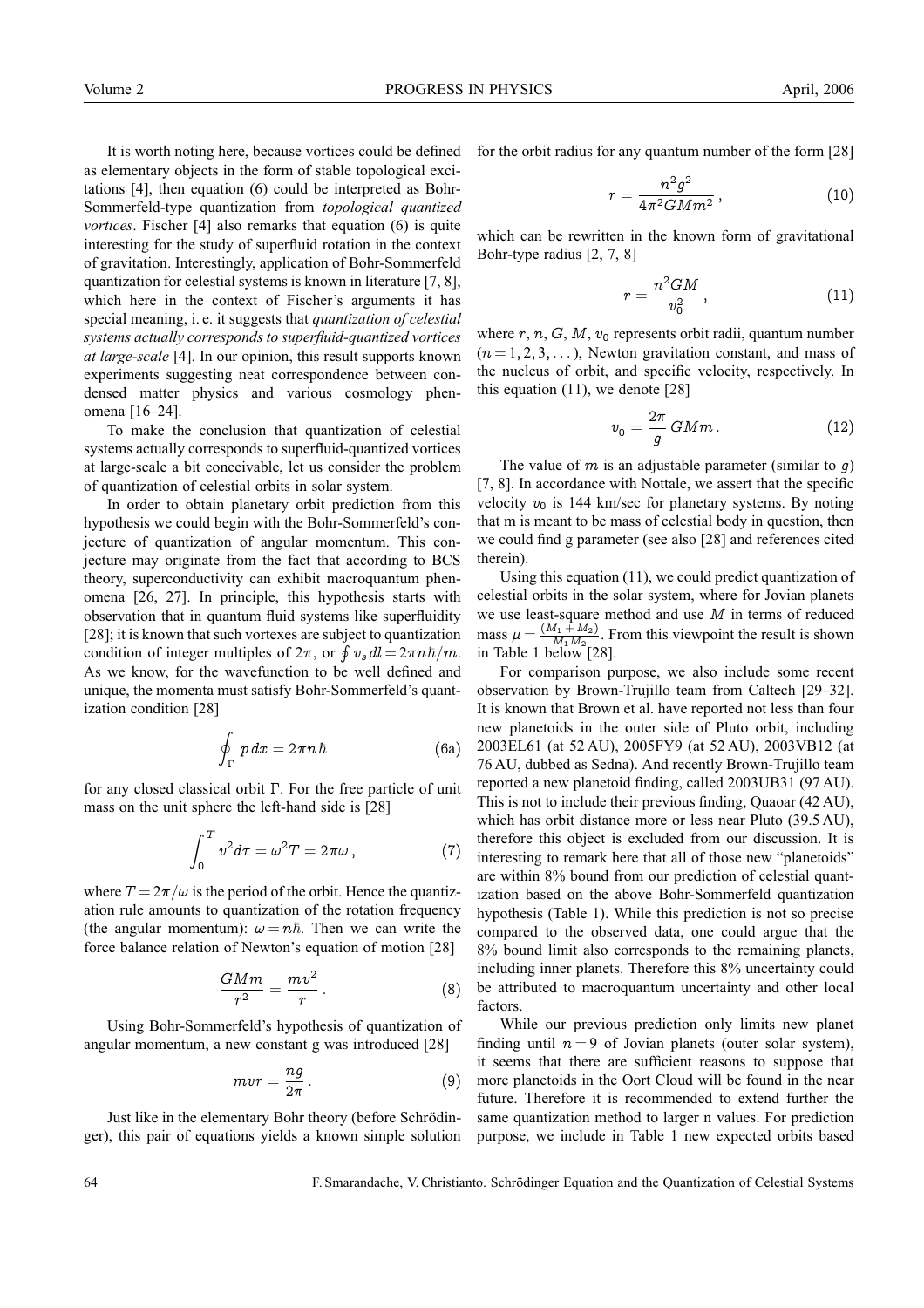It is worth noting here, because vortices could be defined as elementary objects in the form of stable topological excitations [4], then equation (6) could be interpreted as Bohr-Sommerfeld-type quantization from *topological quantized vortices*. Fischer [4] also remarks that equation (6) is quite interesting for the study of superfluid rotation in the context of gravitation. Interestingly, application of Bohr-Sommerfeld quantization for celestial systems is known in literature [7, 8], which here in the context of Fischer's arguments it has special meaning, i. e. it suggests that *quantization of celestial systems actually corresponds to superfluid-quantized vortices at large-scale* [4]. In our opinion, this result supports known experiments suggesting neat correspondence between condensed matter physics and various cosmology phenomena [16–24].

To make the conclusion that quantization of celestial systems actually corresponds to superfluid-quantized vortices at large-scale a bit conceivable, let us consider the problem of quantization of celestial orbits in solar system.

In order to obtain planetary orbit prediction from this hypothesis we could begin with the Bohr-Sommerfeld's conjecture of quantization of angular momentum. This conjecture may originate from the fact that according to BCS theory, superconductivity can exhibit macroquantum phenomena [26, 27]. In principle, this hypothesis starts with observation that in quantum fluid systems like superfluidity [28]; it is known that such vortexes are subject to quantization condition of integer multiples of $2\pi$, or $\oint v_s\, dl = 2\pi n\hbar/m$. As we know, for the wavefunction to be well defined and unique, the momenta must satisfy Bohr-Sommerfeld's quantization condition [28]

$$\oint_{\Gamma} p\, dx = 2\pi n\hbar \tag{6a}$$

for any closed classical orbit $\Gamma$. For the free particle of unit mass on the unit sphere the left-hand side is [28]

$$\int_0^T v^2 d\tau = \omega^2 T = 2\pi\omega\,, \tag{7}$$

where $T = 2\pi/\omega$ is the period of the orbit. Hence the quantization rule amounts to quantization of the rotation frequency (the angular momentum): $\omega = n\hbar$. Then we can write the force balance relation of Newton's equation of motion [28]

$$\frac{GMm}{r^2} = \frac{mv^2}{r}\,. \tag{8}$$

Using Bohr-Sommerfeld's hypothesis of quantization of angular momentum, a new constant g was introduced [28]

$$mvr = \frac{ng}{2\pi}\,. \tag{9}$$

Just like in the elementary Bohr theory (before Schrödinger), this pair of equations yields a known simple solution for the orbit radius for any quantum number of the form [28]

$$r = \frac{n^2 g^2}{4\pi^2 GMm^2}\,, \tag{10}$$

which can be rewritten in the known form of gravitational Bohr-type radius [2, 7, 8]

$$r = \frac{n^2 GM}{v_0^2}\,, \tag{11}$$

where $r, n, G, M, v_0$ represents orbit radii, quantum number ($n = 1, 2, 3, \dots$), Newton gravitation constant, and mass of the nucleus of orbit, and specific velocity, respectively. In this equation (11), we denote [28]

$$v_0 = \frac{2\pi}{g}\,GMm\,. \tag{12}$$

The value of $m$ is an adjustable parameter (similar to $g$) [7, 8]. In accordance with Nottale, we assert that the specific velocity $v_0$ is 144 km/sec for planetary systems. By noting that m is meant to be mass of celestial body in question, then we could find g parameter (see also [28] and references cited therein).

Using this equation (11), we could predict quantization of celestial orbits in the solar system, where for Jovian planets we use least-square method and use $M$ in terms of reduced mass $\mu = \frac{(M_1 + M_2)}{M_1 M_2}$. From this viewpoint the result is shown in Table 1 below [28].

For comparison purpose, we also include some recent observation by Brown-Trujillo team from Caltech [29–32]. It is known that Brown et al. have reported not less than four new planetoids in the outer side of Pluto orbit, including 2003EL61 (at 52 AU), 2005FY9 (at 52 AU), 2003VB12 (at 76 AU, dubbed as Sedna). And recently Brown-Trujillo team reported a new planetoid finding, called 2003UB31 (97 AU). This is not to include their previous finding, Quaoar (42 AU), which has orbit distance more or less near Pluto (39.5 AU), therefore this object is excluded from our discussion. It is interesting to remark here that all of those new "planetoids" are within 8% bound from our prediction of celestial quantization based on the above Bohr-Sommerfeld quantization hypothesis (Table 1). While this prediction is not so precise compared to the observed data, one could argue that the 8% bound limit also corresponds to the remaining planets, including inner planets. Therefore this 8% uncertainty could be attributed to macroquantum uncertainty and other local factors.

While our previous prediction only limits new planet finding until $n = 9$ of Jovian planets (outer solar system), it seems that there are sufficient reasons to suppose that more planetoids in the Oort Cloud will be found in the near future. Therefore it is recommended to extend further the same quantization method to larger n values. For prediction purpose, we include in Table 1 new expected orbits based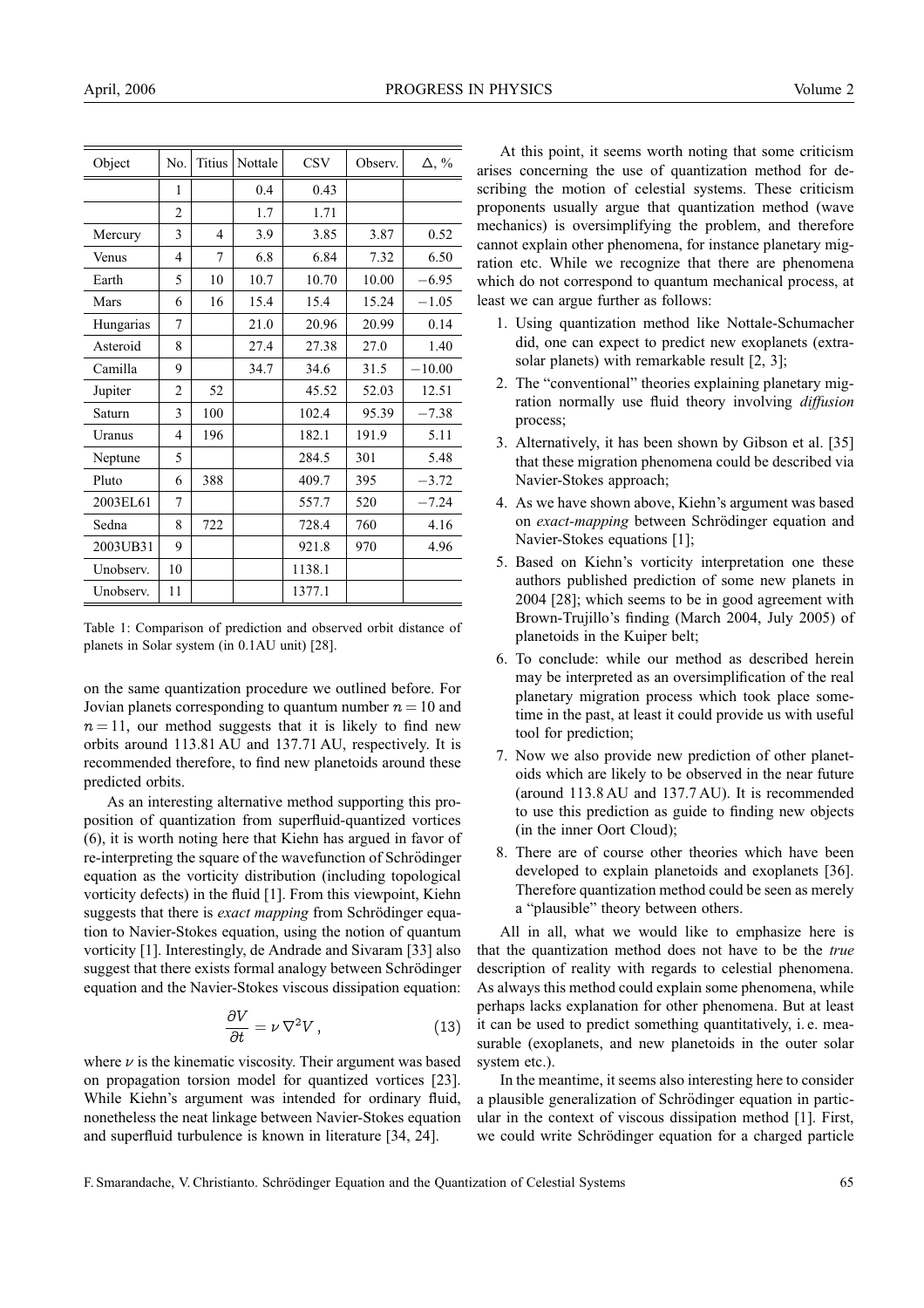| Object | No. | Titius | Nottale | CSV | Observ. | Δ, % |
|---|---|---|---|---|---|---|
| | 1 | | 0.4 | 0.43 | | |
| | 2 | | 1.7 | 1.71 | | |
| Mercury | 3 | 4 | 3.9 | 3.85 | 3.87 | 0.52 |
| Venus | 4 | 7 | 6.8 | 6.84 | 7.32 | 6.50 |
| Earth | 5 | 10 | 10.7 | 10.70 | 10.00 | −6.95 |
| Mars | 6 | 16 | 15.4 | 15.4 | 15.24 | −1.05 |
| Hungarias | 7 | | 21.0 | 20.96 | 20.99 | 0.14 |
| Asteroid | 8 | | 27.4 | 27.38 | 27.0 | 1.40 |
| Camilla | 9 | | 34.7 | 34.6 | 31.5 | −10.00 |
| Jupiter | 2 | 52 | | 45.52 | 52.03 | 12.51 |
| Saturn | 3 | 100 | | 102.4 | 95.39 | −7.38 |
| Uranus | 4 | 196 | | 182.1 | 191.9 | 5.11 |
| Neptune | 5 | | | 284.5 | 301 | 5.48 |
| Pluto | 6 | 388 | | 409.7 | 395 | −3.72 |
| 2003EL61 | 7 | | | 557.7 | 520 | −7.24 |
| Sedna | 8 | 722 | | 728.4 | 760 | 4.16 |
| 2003UB31 | 9 | | | 921.8 | 970 | 4.96 |
| Unobserv. | 10 | | | 1138.1 | | |
| Unobserv. | 11 | | | 1377.1 | | |

Table 1: Comparison of prediction and observed orbit distance of planets in Solar system (in 0.1AU unit) [28].

on the same quantization procedure we outlined before. For Jovian planets corresponding to quantum number $n = 10$ and $n = 11$, our method suggests that it is likely to find new orbits around 113.81 AU and 137.71 AU, respectively. It is recommended therefore, to find new planetoids around these predicted orbits.

As an interesting alternative method supporting this proposition of quantization from superfluid-quantized vortices (6), it is worth noting here that Kiehn has argued in favor of re-interpreting the square of the wavefunction of Schrödinger equation as the vorticity distribution (including topological vorticity defects) in the fluid [1]. From this viewpoint, Kiehn suggests that there is *exact mapping* from Schrödinger equation to Navier-Stokes equation, using the notion of quantum vorticity [1]. Interestingly, de Andrade and Sivaram [33] also suggest that there exists formal analogy between Schrödinger equation and the Navier-Stokes viscous dissipation equation:

$$\frac{\partial V}{\partial t} = \nu \, \nabla^2 V \,, \tag{13}$$

where $\nu$ is the kinematic viscosity. Their argument was based on propagation torsion model for quantized vortices [23]. While Kiehn's argument was intended for ordinary fluid, nonetheless the neat linkage between Navier-Stokes equation and superfluid turbulence is known in literature [34, 24].

At this point, it seems worth noting that some criticism arises concerning the use of quantization method for describing the motion of celestial systems. These criticism proponents usually argue that quantization method (wave mechanics) is oversimplifying the problem, and therefore cannot explain other phenomena, for instance planetary migration etc. While we recognize that there are phenomena which do not correspond to quantum mechanical process, at least we can argue further as follows:

1. Using quantization method like Nottale-Schumacher did, one can expect to predict new exoplanets (extrasolar planets) with remarkable result [2, 3];
2. The "conventional" theories explaining planetary migration normally use fluid theory involving *diffusion* process;
3. Alternatively, it has been shown by Gibson et al. [35] that these migration phenomena could be described via Navier-Stokes approach;
4. As we have shown above, Kiehn's argument was based on *exact-mapping* between Schrödinger equation and Navier-Stokes equations [1];
5. Based on Kiehn's vorticity interpretation one these authors published prediction of some new planets in 2004 [28]; which seems to be in good agreement with Brown-Trujillo's finding (March 2004, July 2005) of planetoids in the Kuiper belt;
6. To conclude: while our method as described herein may be interpreted as an oversimplification of the real planetary migration process which took place sometime in the past, at least it could provide us with useful tool for prediction;
7. Now we also provide new prediction of other planetoids which are likely to be observed in the near future (around 113.8 AU and 137.7 AU). It is recommended to use this prediction as guide to finding new objects (in the inner Oort Cloud);
8. There are of course other theories which have been developed to explain planetoids and exoplanets [36]. Therefore quantization method could be seen as merely a "plausible" theory between others.

All in all, what we would like to emphasize here is that the quantization method does not have to be the *true* description of reality with regards to celestial phenomena. As always this method could explain some phenomena, while perhaps lacks explanation for other phenomena. But at least it can be used to predict something quantitatively, i. e. measurable (exoplanets, and new planetoids in the outer solar system etc.).

In the meantime, it seems also interesting here to consider a plausible generalization of Schrödinger equation in particular in the context of viscous dissipation method [1]. First, we could write Schrödinger equation for a charged particle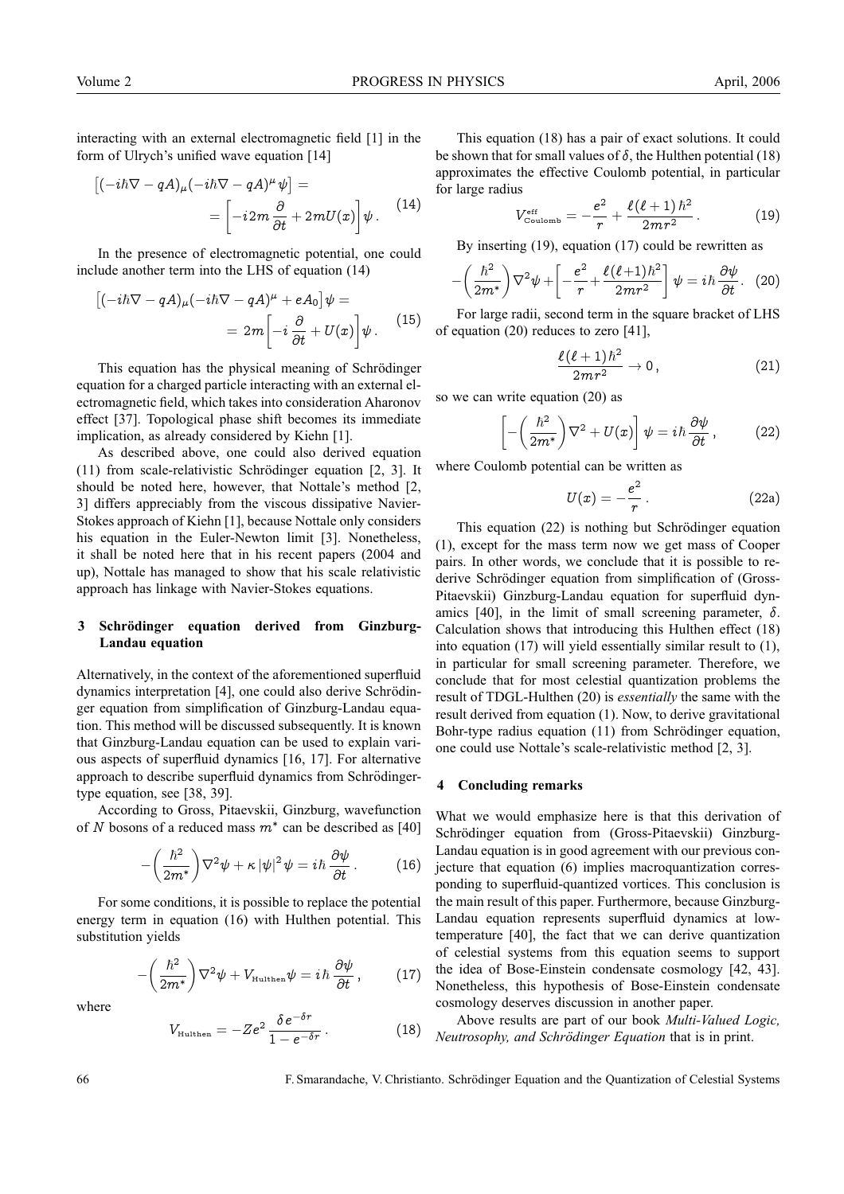interacting with an external electromagnetic field [1] in the form of Ulrych's unified wave equation [14]

$$\left[(-i\hbar\nabla - qA)_\mu(-i\hbar\nabla - qA)^\mu \psi\right] = \\ = \left[-i2m\,\frac{\partial}{\partial t} + 2mU(x)\right]\psi\,. \tag{14}$$

In the presence of electromagnetic potential, one could include another term into the LHS of equation (14)

$$\left[(-i\hbar\nabla - qA)_\mu(-i\hbar\nabla - qA)^\mu + eA_0\right]\psi = \\ = 2m\left[-i\,\frac{\partial}{\partial t} + U(x)\right]\psi\,. \tag{15}$$

This equation has the physical meaning of Schrödinger equation for a charged particle interacting with an external electromagnetic field, which takes into consideration Aharonov effect [37]. Topological phase shift becomes its immediate implication, as already considered by Kiehn [1].

As described above, one could also derived equation (11) from scale-relativistic Schrödinger equation [2, 3]. It should be noted here, however, that Nottale's method [2, 3] differs appreciably from the viscous dissipative Navier-Stokes approach of Kiehn [1], because Nottale only considers his equation in the Euler-Newton limit [3]. Nonetheless, it shall be noted here that in his recent papers (2004 and up), Nottale has managed to show that his scale relativistic approach has linkage with Navier-Stokes equations.

## 3 Schrödinger equation derived from Ginzburg-Landau equation

Alternatively, in the context of the aforementioned superfluid dynamics interpretation [4], one could also derive Schrödinger equation from simplification of Ginzburg-Landau equation. This method will be discussed subsequently. It is known that Ginzburg-Landau equation can be used to explain various aspects of superfluid dynamics [16, 17]. For alternative approach to describe superfluid dynamics from Schrödinger-type equation, see [38, 39].

According to Gross, Pitaevskii, Ginzburg, wavefunction of $N$ bosons of a reduced mass $m^*$ can be described as [40]

$$-\left(\frac{\hbar^2}{2m^*}\right)\nabla^2\psi + \kappa\,|\psi|^2\psi = i\hbar\,\frac{\partial\psi}{\partial t}\,. \tag{16}$$

For some conditions, it is possible to replace the potential energy term in equation (16) with Hulthen potential. This substitution yields

$$-\left(\frac{\hbar^2}{2m^*}\right)\nabla^2\psi + V_{\text{Hulthen}}\psi = i\hbar\,\frac{\partial\psi}{\partial t}\,, \tag{17}$$

where

$$V_{\text{Hulthen}} = -Ze^2\,\frac{\delta\,e^{-\delta r}}{1 - e^{-\delta r}}\,. \tag{18}$$

This equation (18) has a pair of exact solutions. It could be shown that for small values of $\delta$, the Hulthen potential (18) approximates the effective Coulomb potential, in particular for large radius

$$V^{\text{eff}}_{\text{Coulomb}} = -\frac{e^2}{r} + \frac{\ell(\ell+1)\,\hbar^2}{2mr^2}\,. \tag{19}$$

By inserting (19), equation (17) could be rewritten as

$$-\left(\frac{\hbar^2}{2m^*}\right)\nabla^2\psi + \left[-\frac{e^2}{r} + \frac{\ell(\ell+1)\hbar^2}{2mr^2}\right]\psi = i\hbar\,\frac{\partial\psi}{\partial t}\,. \tag{20}$$

For large radii, second term in the square bracket of LHS of equation (20) reduces to zero [41],

$$\frac{\ell(\ell+1)\,\hbar^2}{2mr^2} \to 0\,, \tag{21}$$

so we can write equation (20) as

$$\left[-\left(\frac{\hbar^2}{2m^*}\right)\nabla^2 + U(x)\right]\psi = i\hbar\,\frac{\partial\psi}{\partial t}\,, \tag{22}$$

where Coulomb potential can be written as

$$U(x) = -\frac{e^2}{r}\,. \tag{22a}$$

This equation (22) is nothing but Schrödinger equation (1), except for the mass term now we get mass of Cooper pairs. In other words, we conclude that it is possible to re-derive Schrödinger equation from simplification of (Gross-Pitaevskii) Ginzburg-Landau equation for superfluid dynamics [40], in the limit of small screening parameter, $\delta$. Calculation shows that introducing this Hulthen effect (18) into equation (17) will yield essentially similar result to (1), in particular for small screening parameter. Therefore, we conclude that for most celestial quantization problems the result of TDGL-Hulthen (20) is *essentially* the same with the result derived from equation (1). Now, to derive gravitational Bohr-type radius equation (11) from Schrödinger equation, one could use Nottale's scale-relativistic method [2, 3].

## 4 Concluding remarks

What we would emphasize here is that this derivation of Schrödinger equation from (Gross-Pitaevskii) Ginzburg-Landau equation is in good agreement with our previous conjecture that equation (6) implies macroquantization corresponding to superfluid-quantized vortices. This conclusion is the main result of this paper. Furthermore, because Ginzburg-Landau equation represents superfluid dynamics at low-temperature [40], the fact that we can derive quantization of celestial systems from this equation seems to support the idea of Bose-Einstein condensate cosmology [42, 43]. Nonetheless, this hypothesis of Bose-Einstein condensate cosmology deserves discussion in another paper.

Above results are part of our book *Multi-Valued Logic, Neutrosophy, and Schrödinger Equation* that is in print.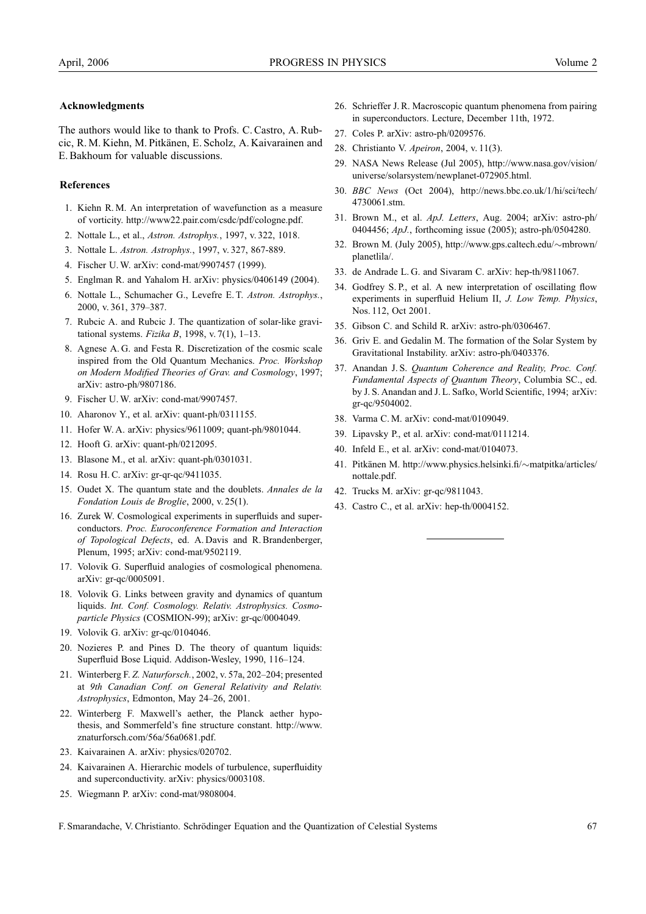### Acknowledgments

The authors would like to thank to Profs. C. Castro, A. Rubcic, R. M. Kiehn, M. Pitkänen, E. Scholz, A. Kaivarainen and E. Bakhoum for valuable discussions.

### References

1. Kiehn R. M. An interpretation of wavefunction as a measure of vorticity. http://www22.pair.com/csdc/pdf/cologne.pdf.
2. Nottale L., et al., *Astron. Astrophys.*, 1997, v. 322, 1018.
3. Nottale L. *Astron. Astrophys.*, 1997, v. 327, 867-889.
4. Fischer U. W. arXiv: cond-mat/9907457 (1999).
5. Englman R. and Yahalom H. arXiv: physics/0406149 (2004).
6. Nottale L., Schumacher G., Levefre E. T. *Astron. Astrophys.*, 2000, v. 361, 379–387.
7. Rubcic A. and Rubcic J. The quantization of solar-like gravitational systems. *Fizika B*, 1998, v. 7(1), 1–13.
8. Agnese A. G. and Festa R. Discretization of the cosmic scale inspired from the Old Quantum Mechanics. *Proc. Workshop on Modern Modified Theories of Grav. and Cosmology*, 1997; arXiv: astro-ph/9807186.
9. Fischer U. W. arXiv: cond-mat/9907457.
10. Aharonov Y., et al. arXiv: quant-ph/0311155.
11. Hofer W. A. arXiv: physics/9611009; quant-ph/9801044.
12. Hooft G. arXiv: quant-ph/0212095.
13. Blasone M., et al. arXiv: quant-ph/0301031.
14. Rosu H. C. arXiv: gr-qr-qc/9411035.
15. Oudet X. The quantum state and the doublets. *Annales de la Fondation Louis de Broglie*, 2000, v. 25(1).
16. Zurek W. Cosmological experiments in superfluids and superconductors. *Proc. Euroconference Formation and Interaction of Topological Defects*, ed. A. Davis and R. Brandenberger, Plenum, 1995; arXiv: cond-mat/9502119.
17. Volovik G. Superfluid analogies of cosmological phenomena. arXiv: gr-qc/0005091.
18. Volovik G. Links between gravity and dynamics of quantum liquids. *Int. Conf. Cosmology. Relativ. Astrophysics. Cosmoparticle Physics* (COSMION-99); arXiv: gr-qc/0004049.
19. Volovik G. arXiv: gr-qc/0104046.
20. Nozieres P. and Pines D. The theory of quantum liquids: Superfluid Bose Liquid. Addison-Wesley, 1990, 116–124.
21. Winterberg F. *Z. Naturforsch.*, 2002, v. 57a, 202–204; presented at *9th Canadian Conf. on General Relativity and Relativ. Astrophysics*, Edmonton, May 24–26, 2001.
22. Winterberg F. Maxwell's aether, the Planck aether hypothesis, and Sommerfeld's fine structure constant. http://www.znaturforsch.com/56a/56a0681.pdf.
23. Kaivarainen A. arXiv: physics/020702.
24. Kaivarainen A. Hierarchic models of turbulence, superfluidity and superconductivity. arXiv: physics/0003108.
25. Wiegmann P. arXiv: cond-mat/9808004.
26. Schrieffer J. R. Macroscopic quantum phenomena from pairing in superconductors. Lecture, December 11th, 1972.
27. Coles P. arXiv: astro-ph/0209576.
28. Christianto V. *Apeiron*, 2004, v. 11(3).
29. NASA News Release (Jul 2005), http://www.nasa.gov/vision/universe/solarsystem/newplanet-072905.html.
30. *BBC News* (Oct 2004), http://news.bbc.co.uk/1/hi/sci/tech/4730061.stm.
31. Brown M., et al. *ApJ. Letters*, Aug. 2004; arXiv: astro-ph/0404456; *ApJ.*, forthcoming issue (2005); astro-ph/0504280.
32. Brown M. (July 2005), http://www.gps.caltech.edu/∼mbrown/planetlila/.
33. de Andrade L. G. and Sivaram C. arXiv: hep-th/9811067.
34. Godfrey S. P., et al. A new interpretation of oscillating flow experiments in superfluid Helium II, *J. Low Temp. Physics*, Nos. 112, Oct 2001.
35. Gibson C. and Schild R. arXiv: astro-ph/0306467.
36. Griv E. and Gedalin M. The formation of the Solar System by Gravitational Instability. arXiv: astro-ph/0403376.
37. Anandan J. S. *Quantum Coherence and Reality, Proc. Conf. Fundamental Aspects of Quantum Theory*, Columbia SC., ed. by J. S. Anandan and J. L. Safko, World Scientific, 1994; arXiv: gr-qc/9504002.
38. Varma C. M. arXiv: cond-mat/0109049.
39. Lipavsky P., et al. arXiv: cond-mat/0111214.
40. Infeld E., et al. arXiv: cond-mat/0104073.
41. Pitkänen M. http://www.physics.helsinki.fi/∼matpitka/articles/nottale.pdf.
42. Trucks M. arXiv: gr-qc/9811043.
43. Castro C., et al. arXiv: hep-th/0004152.